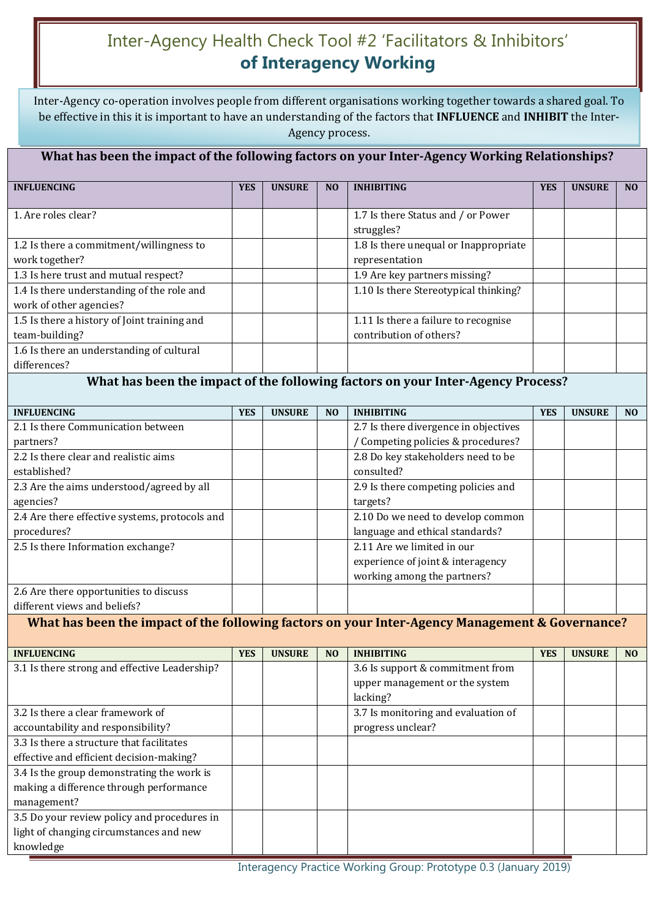# Inter-Agency Health Check Tool #2 'Facilitators & Inhibitors' **of Interagency Working**

Inter-Agency co-operation involves people from different organisations working together towards a shared goal. To be effective in this it is important to have an understanding of the factors that **INFLUENCE** and **INHIBIT** the Inter-Agency process.

| **What has been the impact of the following factors on your Inter-Agency Working Relationships?** | | | | | | | |
|---|---|---|---|---|---|---|---|
| **INFLUENCING** | **YES** | **UNSURE** | **NO** | **INHIBITING** | **YES** | **UNSURE** | **NO** |
| 1. Are roles clear? | | | | 1.7 Is there Status and / or Power struggles? | | | |
| 1.2 Is there a commitment/willingness to work together? | | | | 1.8 Is there unequal or Inappropriate representation | | | |
| 1.3 Is here trust and mutual respect? | | | | 1.9 Are key partners missing? | | | |
| 1.4 Is there understanding of the role and work of other agencies? | | | | 1.10 Is there Stereotypical thinking? | | | |
| 1.5 Is there a history of Joint training and team-building? | | | | 1.11 Is there a failure to recognise contribution of others? | | | |
| 1.6 Is there an understanding of cultural differences? | | | | | | | |

| **What has been the impact of the following factors on your Inter-Agency Process?** | | | | | | | |
|---|---|---|---|---|---|---|---|
| **INFLUENCING** | **YES** | **UNSURE** | **NO** | **INHIBITING** | **YES** | **UNSURE** | **NO** |
| 2.1 Is there Communication between partners? | | | | 2.7 Is there divergence in objectives / Competing policies & procedures? | | | |
| 2.2 Is there clear and realistic aims established? | | | | 2.8 Do key stakeholders need to be consulted? | | | |
| 2.3 Are the aims understood/agreed by all agencies? | | | | 2.9 Is there competing policies and targets? | | | |
| 2.4 Are there effective systems, protocols and procedures? | | | | 2.10 Do we need to develop common language and ethical standards? | | | |
| 2.5 Is there Information exchange? | | | | 2.11 Are we limited in our experience of joint & interagency working among the partners? | | | |
| 2.6 Are there opportunities to discuss different views and beliefs? | | | | | | | |

| **What has been the impact of the following factors on your Inter-Agency Management & Governance?** | | | | | | | |
|---|---|---|---|---|---|---|---|
| **INFLUENCING** | **YES** | **UNSURE** | **NO** | **INHIBITING** | **YES** | **UNSURE** | **NO** |
| 3.1 Is there strong and effective Leadership? | | | | 3.6 Is support & commitment from upper management or the system lacking? | | | |
| 3.2 Is there a clear framework of accountability and responsibility? | | | | 3.7 Is monitoring and evaluation of progress unclear? | | | |
| 3.3 Is there a structure that facilitates effective and efficient decision-making? | | | | | | | |
| 3.4 Is the group demonstrating the work is making a difference through performance management? | | | | | | | |
| 3.5 Do your review policy and procedures in light of changing circumstances and new knowledge | | | | | | | |

Interagency Practice Working Group: Prototype 0.3 (January 2019)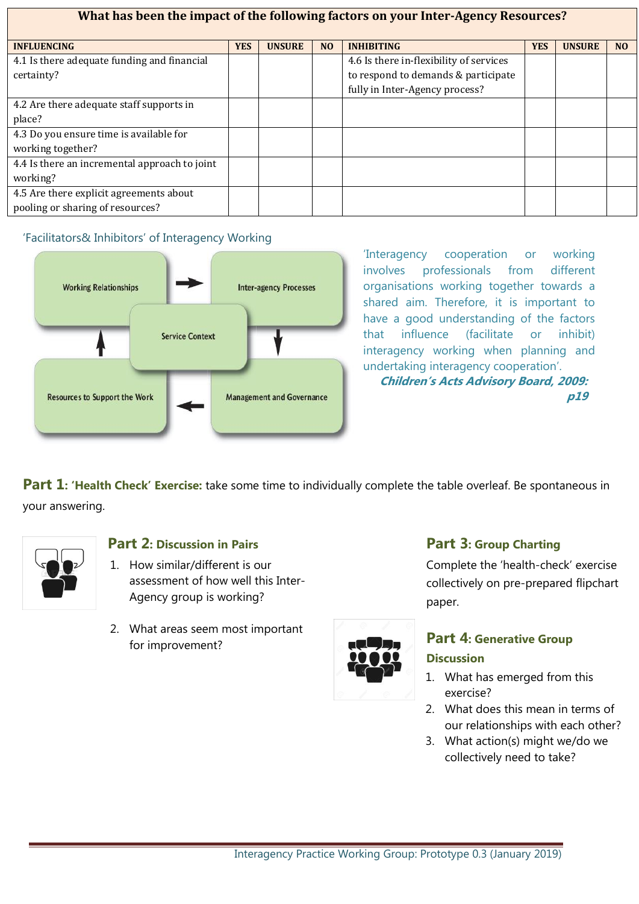| What has been the impact of the following factors on your Inter-Agency Resources? | | | | | | | |
|---|---|---|---|---|---|---|---|
| **INFLUENCING** | **YES** | **UNSURE** | **NO** | **INHIBITING** | **YES** | **UNSURE** | **NO** |
| 4.1 Is there adequate funding and financial certainty? | | | | 4.6 Is there in-flexibility of services to respond to demands & participate fully in Inter-Agency process? | | | |
| 4.2 Are there adequate staff supports in place? | | | | | | | |
| 4.3 Do you ensure time is available for working together? | | | | | | | |
| 4.4 Is there an incremental approach to joint working? | | | | | | | |
| 4.5 Are there explicit agreements about pooling or sharing of resources? | | | | | | | |

'Facilitators& Inhibitors' of Interagency Working

Working Relationships
Inter-agency Processes
Service Context
Resources to Support the Work
Management and Governance

'Interagency cooperation or working involves professionals from different organisations working together towards a shared aim. Therefore, it is important to have a good understanding of the factors that influence (facilitate or inhibit) interagency working when planning and undertaking interagency cooperation'.

***Children's Acts Advisory Board, 2009: p19***

**Part 1: 'Health Check' Exercise:** take some time to individually complete the table overleaf. Be spontaneous in your answering.

## Part 2: Discussion in Pairs

1. How similar/different is our assessment of how well this Inter-Agency group is working?
2. What areas seem most important for improvement?

## Part 3: Group Charting

Complete the 'health-check' exercise collectively on pre-prepared flipchart paper.

## Part 4: Generative Group Discussion

1. What has emerged from this exercise?
2. What does this mean in terms of our relationships with each other?
3. What action(s) might we/do we collectively need to take?